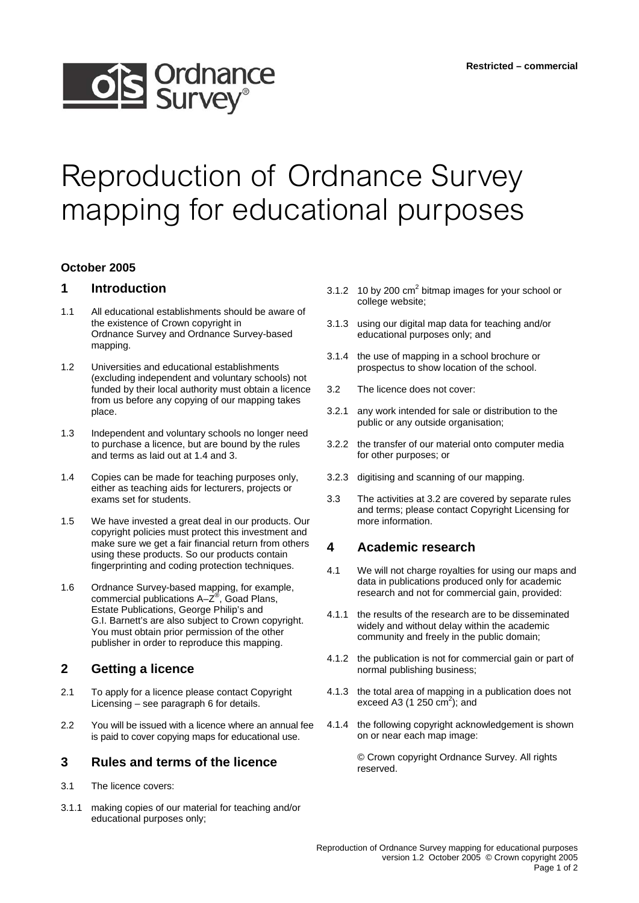Restricted – commercial

# Reproduction of Ordnance Survey mapping for educational purposes

**October 2005**

## 1 Introduction

1.1 All educational establishments should be aware of the existence of Crown copyright in Ordnance Survey and Ordnance Survey-based mapping.

1.2 Universities and educational establishments (excluding independent and voluntary schools) not funded by their local authority must obtain a licence from us before any copying of our mapping takes place.

1.3 Independent and voluntary schools no longer need to purchase a licence, but are bound by the rules and terms as laid out at 1.4 and 3.

1.4 Copies can be made for teaching purposes only, either as teaching aids for lecturers, projects or exams set for students.

1.5 We have invested a great deal in our products. Our copyright policies must protect this investment and make sure we get a fair financial return from others using these products. So our products contain fingerprinting and coding protection techniques.

1.6 Ordnance Survey-based mapping, for example, commercial publications A–Z®, Goad Plans, Estate Publications, George Philip's and G.I. Barnett's are also subject to Crown copyright. You must obtain prior permission of the other publisher in order to reproduce this mapping.

## 2 Getting a licence

2.1 To apply for a licence please contact Copyright Licensing – see paragraph 6 for details.

2.2 You will be issued with a licence where an annual fee is paid to cover copying maps for educational use.

## 3 Rules and terms of the licence

3.1 The licence covers:

3.1.1 making copies of our material for teaching and/or educational purposes only;

3.1.2 10 by 200 $cm^2$ bitmap images for your school or college website;

3.1.3 using our digital map data for teaching and/or educational purposes only; and

3.1.4 the use of mapping in a school brochure or prospectus to show location of the school.

3.2 The licence does not cover:

3.2.1 any work intended for sale or distribution to the public or any outside organisation;

3.2.2 the transfer of our material onto computer media for other purposes; or

3.2.3 digitising and scanning of our mapping.

3.3 The activities at 3.2 are covered by separate rules and terms; please contact Copyright Licensing for more information.

## 4 Academic research

4.1 We will not charge royalties for using our maps and data in publications produced only for academic research and not for commercial gain, provided:

4.1.1 the results of the research are to be disseminated widely and without delay within the academic community and freely in the public domain;

4.1.2 the publication is not for commercial gain or part of normal publishing business;

4.1.3 the total area of mapping in a publication does not exceed A3 (1 250 $cm^2$); and

4.1.4 the following copyright acknowledgement is shown on or near each map image:

© Crown copyright Ordnance Survey. All rights reserved.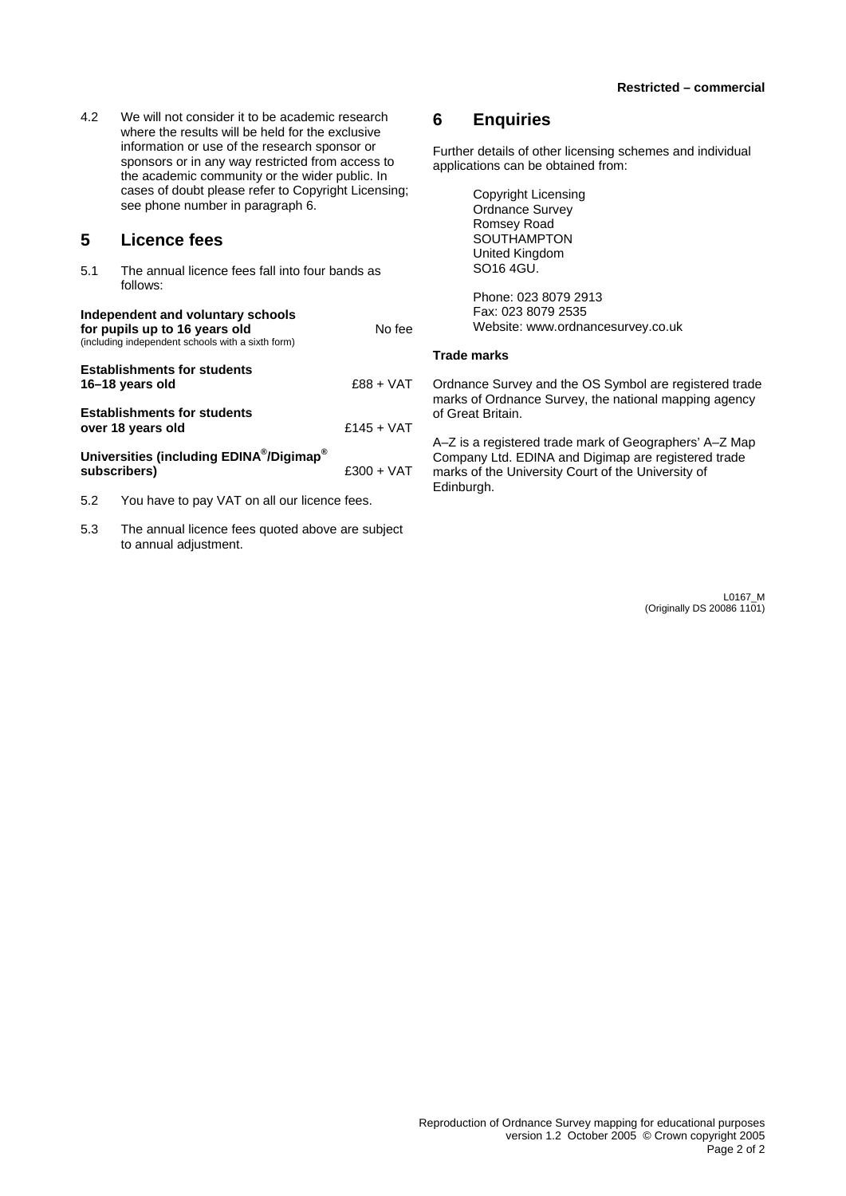4.2 We will not consider it to be academic research where the results will be held for the exclusive information or use of the research sponsor or sponsors or in any way restricted from access to the academic community or the wider public. In cases of doubt please refer to Copyright Licensing; see phone number in paragraph 6.

## 5 Licence fees

5.1 The annual licence fees fall into four bands as follows:

| | |
|---|---|
| **Independent and voluntary schools for pupils up to 16 years old** (including independent schools with a sixth form) | No fee |
| **Establishments for students 16–18 years old** | £88 + VAT |
| **Establishments for students over 18 years old** | £145 + VAT |
| **Universities (including EDINA®/Digimap® subscribers)** | £300 + VAT |

5.2 You have to pay VAT on all our licence fees.

5.3 The annual licence fees quoted above are subject to annual adjustment.

## 6 Enquiries

Further details of other licensing schemes and individual applications can be obtained from:

Copyright Licensing
Ordnance Survey
Romsey Road
SOUTHAMPTON
United Kingdom
SO16 4GU.

Phone: 023 8079 2913
Fax: 023 8079 2535
Website: www.ordnancesurvey.co.uk

**Trade marks**

Ordnance Survey and the OS Symbol are registered trade marks of Ordnance Survey, the national mapping agency of Great Britain.

A–Z is a registered trade mark of Geographers' A–Z Map Company Ltd. EDINA and Digimap are registered trade marks of the University Court of the University of Edinburgh.

L0167_M
(Originally DS 20086 1101)